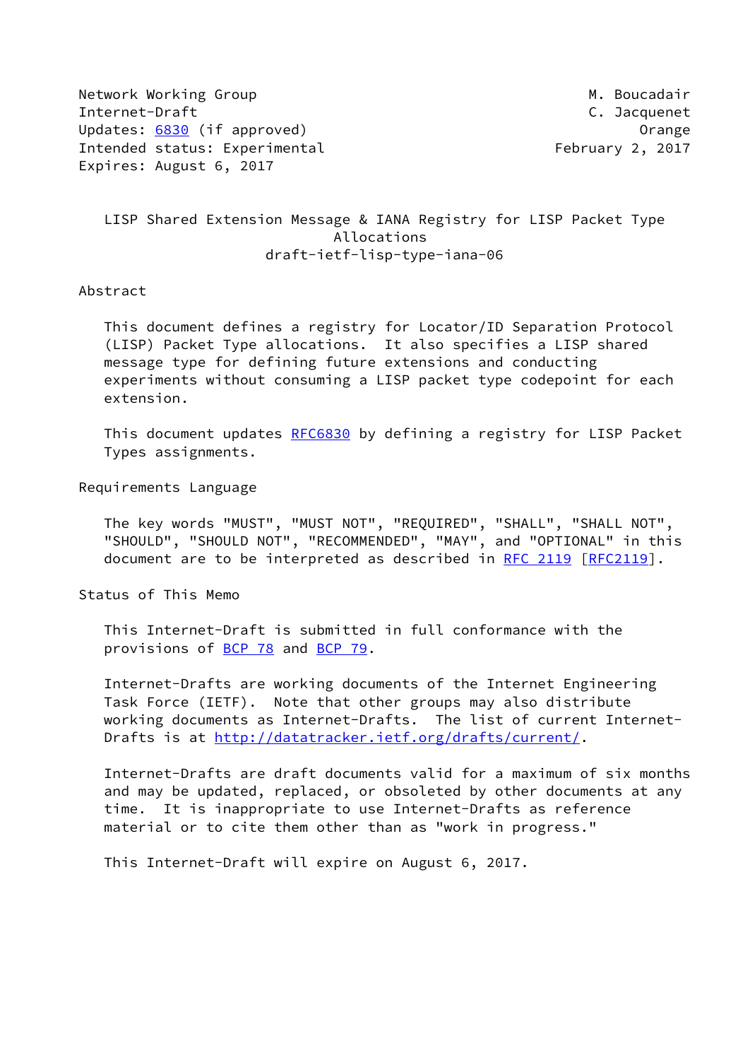Network Working Group M. Boucadair
Internet-Draft C. Jacquenet
Updates: 6830 (if approved) Orange
Intended status: Experimental February 2, 2017
Expires: August 6, 2017

# LISP Shared Extension Message & IANA Registry for LISP Packet Type Allocations
draft-ietf-lisp-type-iana-06

## Abstract

This document defines a registry for Locator/ID Separation Protocol (LISP) Packet Type allocations. It also specifies a LISP shared message type for defining future extensions and conducting experiments without consuming a LISP packet type codepoint for each extension.

This document updates RFC6830 by defining a registry for LISP Packet Types assignments.

## Requirements Language

The key words "MUST", "MUST NOT", "REQUIRED", "SHALL", "SHALL NOT", "SHOULD", "SHOULD NOT", "RECOMMENDED", "MAY", and "OPTIONAL" in this document are to be interpreted as described in RFC 2119 [RFC2119].

## Status of This Memo

This Internet-Draft is submitted in full conformance with the provisions of BCP 78 and BCP 79.

Internet-Drafts are working documents of the Internet Engineering Task Force (IETF). Note that other groups may also distribute working documents as Internet-Drafts. The list of current Internet-Drafts is at http://datatracker.ietf.org/drafts/current/.

Internet-Drafts are draft documents valid for a maximum of six months and may be updated, replaced, or obsoleted by other documents at any time. It is inappropriate to use Internet-Drafts as reference material or to cite them other than as "work in progress."

This Internet-Draft will expire on August 6, 2017.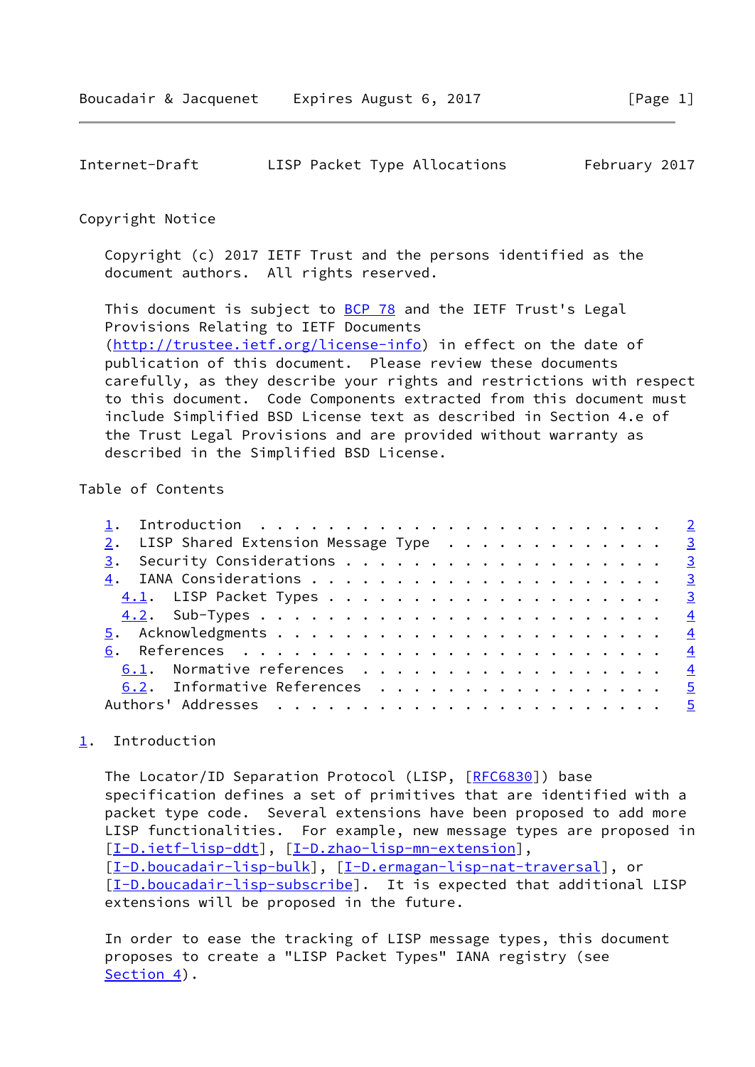Copyright Notice

Copyright (c) 2017 IETF Trust and the persons identified as the document authors.  All rights reserved.

This document is subject to BCP 78 and the IETF Trust's Legal Provisions Relating to IETF Documents (http://trustee.ietf.org/license-info) in effect on the date of publication of this document.  Please review these documents carefully, as they describe your rights and restrictions with respect to this document.  Code Components extracted from this document must include Simplified BSD License text as described in Section 4.e of the Trust Legal Provisions and are provided without warranty as described in the Simplified BSD License.

Table of Contents

- 1. Introduction . . . . . . . . . . . . . . . . . . . . . . . . 2
- 2. LISP Shared Extension Message Type . . . . . . . . . . . . . 3
- 3. Security Considerations . . . . . . . . . . . . . . . . . . . 3
- 4. IANA Considerations . . . . . . . . . . . . . . . . . . . . . 3
  - 4.1. LISP Packet Types . . . . . . . . . . . . . . . . . . . . 3
  - 4.2. Sub-Types . . . . . . . . . . . . . . . . . . . . . . . . 4
- 5. Acknowledgments . . . . . . . . . . . . . . . . . . . . . . . 4
- 6. References . . . . . . . . . . . . . . . . . . . . . . . . . 4
  - 6.1. Normative references . . . . . . . . . . . . . . . . . . 4
  - 6.2. Informative References . . . . . . . . . . . . . . . . . 5
- Authors' Addresses . . . . . . . . . . . . . . . . . . . . . . . 5

## 1. Introduction

The Locator/ID Separation Protocol (LISP, [RFC6830]) base specification defines a set of primitives that are identified with a packet type code.  Several extensions have been proposed to add more LISP functionalities.  For example, new message types are proposed in [I-D.ietf-lisp-ddt], [I-D.zhao-lisp-mn-extension], [I-D.boucadair-lisp-bulk], [I-D.ermagan-lisp-nat-traversal], or [I-D.boucadair-lisp-subscribe].  It is expected that additional LISP extensions will be proposed in the future.

In order to ease the tracking of LISP message types, this document proposes to create a "LISP Packet Types" IANA registry (see Section 4).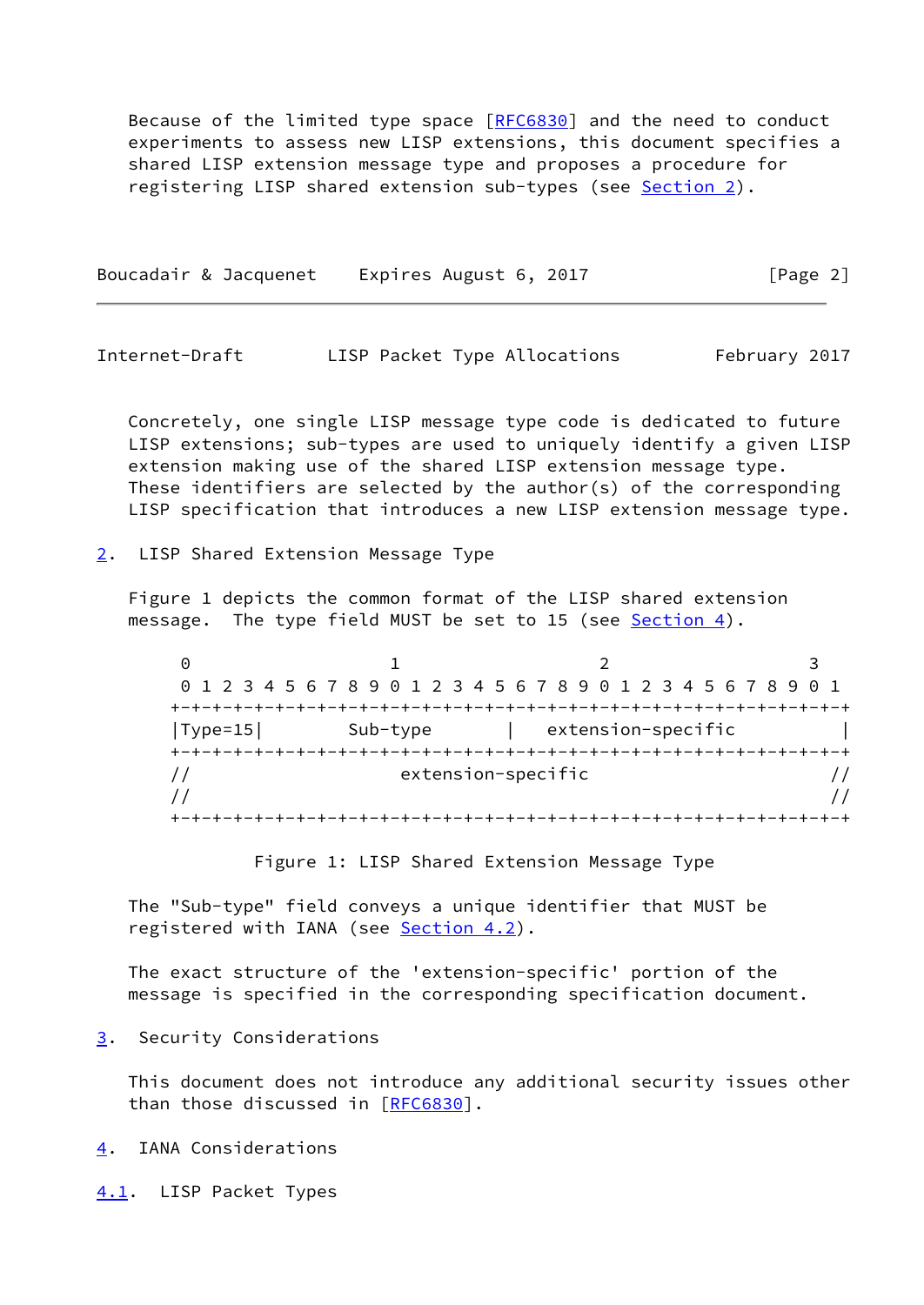Because of the limited type space [RFC6830] and the need to conduct experiments to assess new LISP extensions, this document specifies a shared LISP extension message type and proposes a procedure for registering LISP shared extension sub-types (see Section 2).

Concretely, one single LISP message type code is dedicated to future LISP extensions; sub-types are used to uniquely identify a given LISP extension making use of the shared LISP extension message type. These identifiers are selected by the author(s) of the corresponding LISP specification that introduces a new LISP extension message type.

## 2. LISP Shared Extension Message Type

Figure 1 depicts the common format of the LISP shared extension message. The type field MUST be set to 15 (see Section 4).

```
 0                   1                   2                   3
 0 1 2 3 4 5 6 7 8 9 0 1 2 3 4 5 6 7 8 9 0 1 2 3 4 5 6 7 8 9 0 1
+-+-+-+-+-+-+-+-+-+-+-+-+-+-+-+-+-+-+-+-+-+-+-+-+-+-+-+-+-+-+-+-+
|Type=15|        Sub-type       |   extension-specific          |
+-+-+-+-+-+-+-+-+-+-+-+-+-+-+-+-+-+-+-+-+-+-+-+-+-+-+-+-+-+-+-+-+
//                     extension-specific                       //
//                                                              //
+-+-+-+-+-+-+-+-+-+-+-+-+-+-+-+-+-+-+-+-+-+-+-+-+-+-+-+-+-+-+-+-+
```

Figure 1: LISP Shared Extension Message Type

The "Sub-type" field conveys a unique identifier that MUST be registered with IANA (see Section 4.2).

The exact structure of the 'extension-specific' portion of the message is specified in the corresponding specification document.

## 3. Security Considerations

This document does not introduce any additional security issues other than those discussed in [RFC6830].

## 4. IANA Considerations

### 4.1. LISP Packet Types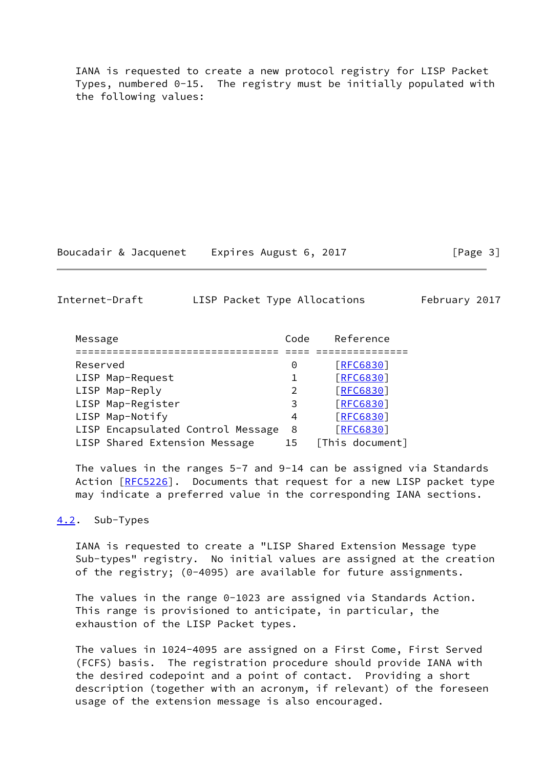IANA is requested to create a new protocol registry for LISP Packet Types, numbered 0-15. The registry must be initially populated with the following values:

| Message | Code | Reference |
|---|---|---|
| Reserved | 0 | [RFC6830] |
| LISP Map-Request | 1 | [RFC6830] |
| LISP Map-Reply | 2 | [RFC6830] |
| LISP Map-Register | 3 | [RFC6830] |
| LISP Map-Notify | 4 | [RFC6830] |
| LISP Encapsulated Control Message | 8 | [RFC6830] |
| LISP Shared Extension Message | 15 | [This document] |

The values in the ranges 5-7 and 9-14 can be assigned via Standards Action [RFC5226]. Documents that request for a new LISP packet type may indicate a preferred value in the corresponding IANA sections.

## 4.2. Sub-Types

IANA is requested to create a "LISP Shared Extension Message type Sub-types" registry. No initial values are assigned at the creation of the registry; (0-4095) are available for future assignments.

The values in the range 0-1023 are assigned via Standards Action. This range is provisioned to anticipate, in particular, the exhaustion of the LISP Packet types.

The values in 1024-4095 are assigned on a First Come, First Served (FCFS) basis. The registration procedure should provide IANA with the desired codepoint and a point of contact. Providing a short description (together with an acronym, if relevant) of the foreseen usage of the extension message is also encouraged.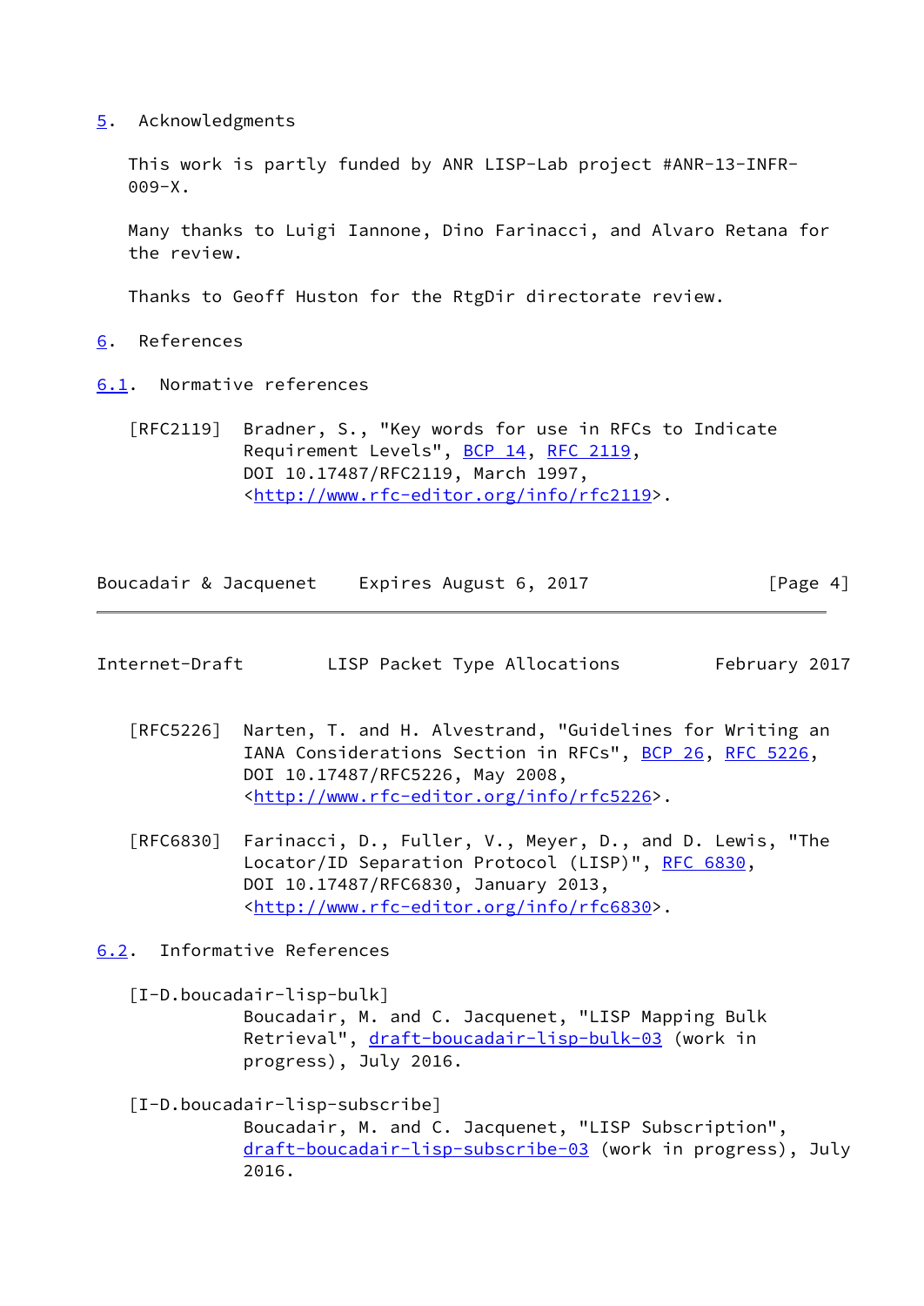## 5. Acknowledgments

This work is partly funded by ANR LISP-Lab project #ANR-13-INFR-009-X.

Many thanks to Luigi Iannone, Dino Farinacci, and Alvaro Retana for the review.

Thanks to Geoff Huston for the RtgDir directorate review.

## 6. References

### 6.1. Normative references

[RFC2119] Bradner, S., "Key words for use in RFCs to Indicate Requirement Levels", BCP 14, RFC 2119, DOI 10.17487/RFC2119, March 1997, <http://www.rfc-editor.org/info/rfc2119>.

[RFC5226] Narten, T. and H. Alvestrand, "Guidelines for Writing an IANA Considerations Section in RFCs", BCP 26, RFC 5226, DOI 10.17487/RFC5226, May 2008, <http://www.rfc-editor.org/info/rfc5226>.

[RFC6830] Farinacci, D., Fuller, V., Meyer, D., and D. Lewis, "The Locator/ID Separation Protocol (LISP)", RFC 6830, DOI 10.17487/RFC6830, January 2013, <http://www.rfc-editor.org/info/rfc6830>.

### 6.2. Informative References

[I-D.boucadair-lisp-bulk] Boucadair, M. and C. Jacquenet, "LISP Mapping Bulk Retrieval", draft-boucadair-lisp-bulk-03 (work in progress), July 2016.

[I-D.boucadair-lisp-subscribe] Boucadair, M. and C. Jacquenet, "LISP Subscription", draft-boucadair-lisp-subscribe-03 (work in progress), July 2016.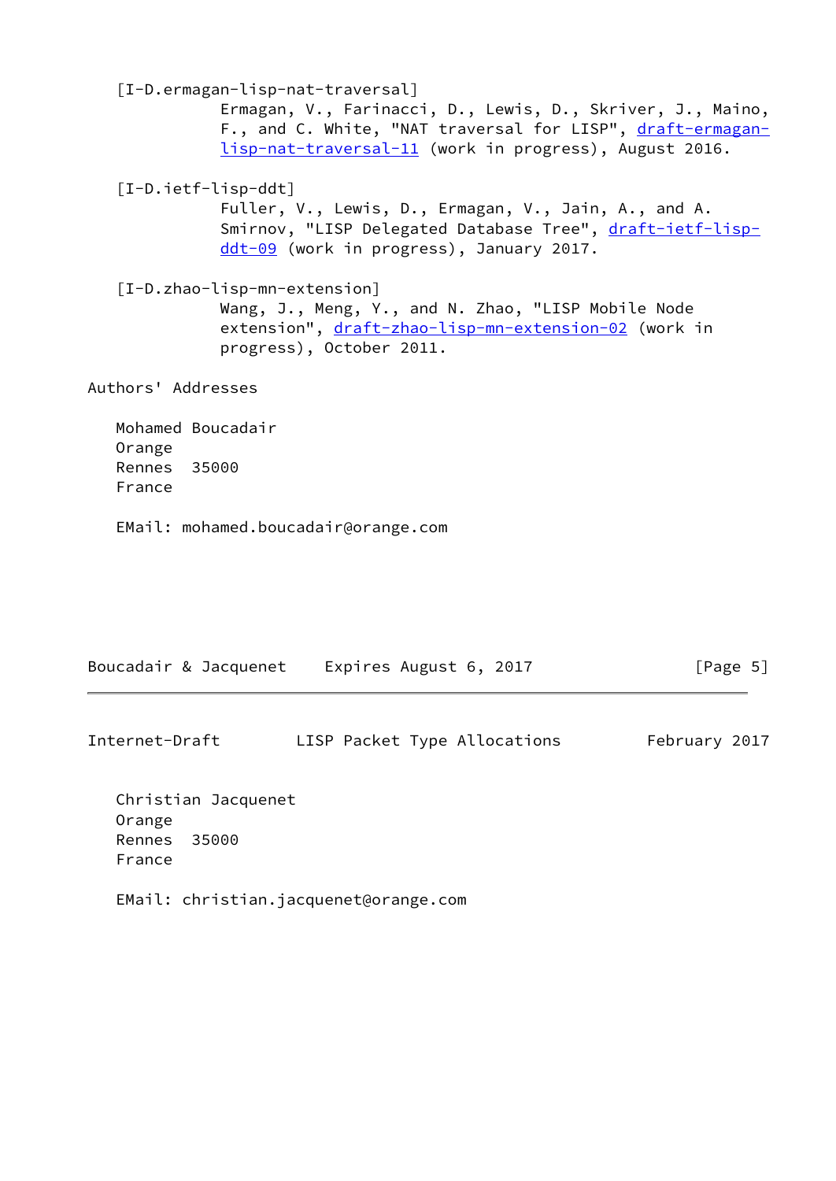[I-D.ermagan-lisp-nat-traversal]
Ermagan, V., Farinacci, D., Lewis, D., Skriver, J., Maino, F., and C. White, "NAT traversal for LISP", draft-ermagan-lisp-nat-traversal-11 (work in progress), August 2016.

[I-D.ietf-lisp-ddt]
Fuller, V., Lewis, D., Ermagan, V., Jain, A., and A. Smirnov, "LISP Delegated Database Tree", draft-ietf-lisp-ddt-09 (work in progress), January 2017.

[I-D.zhao-lisp-mn-extension]
Wang, J., Meng, Y., and N. Zhao, "LISP Mobile Node extension", draft-zhao-lisp-mn-extension-02 (work in progress), October 2011.

## Authors' Addresses

Mohamed Boucadair
Orange
Rennes 35000
France

EMail: mohamed.boucadair@orange.com

Christian Jacquenet
Orange
Rennes 35000
France

EMail: christian.jacquenet@orange.com